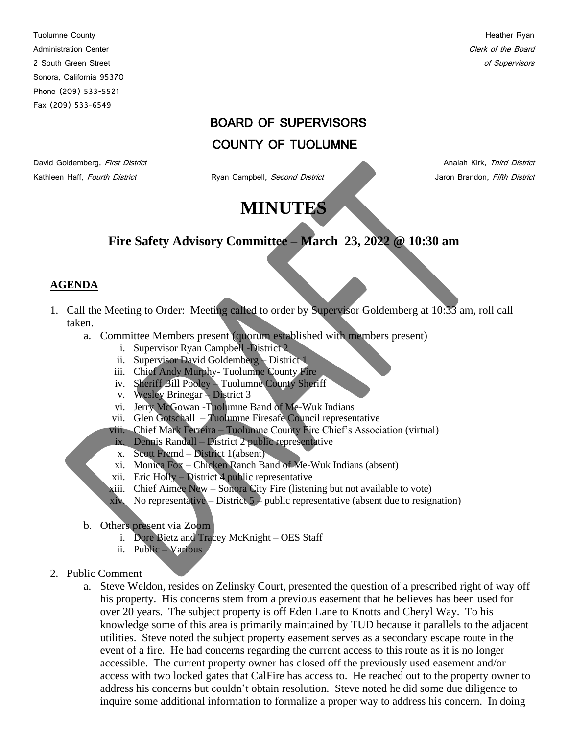Tuolumne County
Administration Center
2 South Green Street
Sonora, California 95370
Phone (209) 533-5521
Fax (209) 533-6549

Heather Ryan
*Clerk of the Board of Supervisors*

# BOARD OF SUPERVISORS
# COUNTY OF TUOLUMNE

David Goldemberg, *First District*
Ryan Campbell, *Second District*
Anaiah Kirk, *Third District*
Kathleen Haff, *Fourth District*
Jaron Brandon, *Fifth District*

# MINUTES

## Fire Safety Advisory Committee – March 23, 2022 @ 10:30 am

**AGENDA**

1. Call the Meeting to Order: Meeting called to order by Supervisor Goldemberg at 10:33 am, roll call taken.
   a. Committee Members present (quorum established with members present)
      i. Supervisor Ryan Campbell -District 2
      ii. Supervisor David Goldemberg – District 1
      iii. Chief Andy Murphy- Tuolumne County Fire
      iv. Sheriff Bill Pooley – Tuolumne County Sheriff
      v. Wesley Brinegar – District 3
      vi. Jerry McGowan -Tuolumne Band of Me-Wuk Indians
      vii. Glen Gotschall – Tuolumne Firesafe Council representative
      viii. Chief Mark Ferreira – Tuolumne County Fire Chief's Association (virtual)
      ix. Dennis Randall – District 2 public representative
      x. Scott Fremd – District 1(absent)
      xi. Monica Fox – Chicken Ranch Band of Me-Wuk Indians (absent)
      xii. Eric Holly – District 4 public representative
      xiii. Chief Aimee New – Sonora City Fire (listening but not available to vote)
      xiv. No representative – District 5 – public representative (absent due to resignation)

   b. Others present via Zoom
      i. Dore Bietz and Tracey McKnight – OES Staff
      ii. Public – Various

2. Public Comment
   a. Steve Weldon, resides on Zelinsky Court, presented the question of a prescribed right of way off his property. His concerns stem from a previous easement that he believes has been used for over 20 years. The subject property is off Eden Lane to Knotts and Cheryl Way. To his knowledge some of this area is primarily maintained by TUD because it parallels to the adjacent utilities. Steve noted the subject property easement serves as a secondary escape route in the event of a fire. He had concerns regarding the current access to this route as it is no longer accessible. The current property owner has closed off the previously used easement and/or access with two locked gates that CalFire has access to. He reached out to the property owner to address his concerns but couldn't obtain resolution. Steve noted he did some due diligence to inquire some additional information to formalize a proper way to address his concern. In doing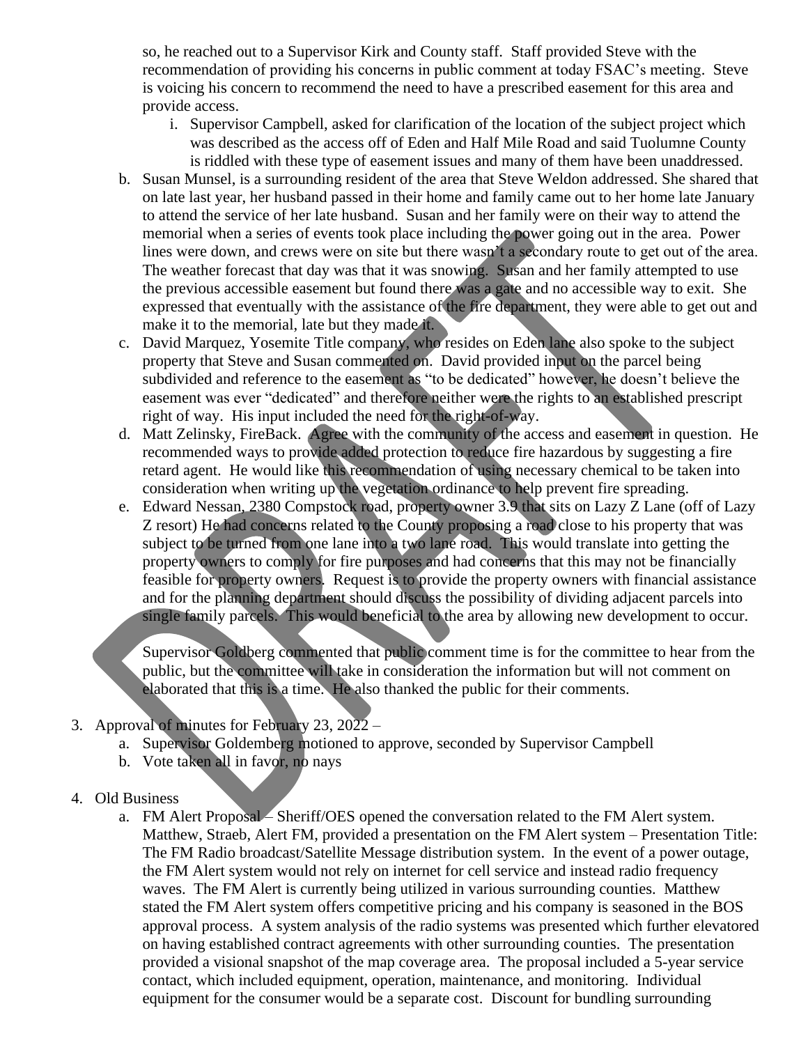so, he reached out to a Supervisor Kirk and County staff. Staff provided Steve with the recommendation of providing his concerns in public comment at today FSAC's meeting. Steve is voicing his concern to recommend the need to have a prescribed easement for this area and provide access.

   i. Supervisor Campbell, asked for clarification of the location of the subject project which was described as the access off of Eden and Half Mile Road and said Tuolumne County is riddled with these type of easement issues and many of them have been unaddressed.

b. Susan Munsel, is a surrounding resident of the area that Steve Weldon addressed. She shared that on late last year, her husband passed in their home and family came out to her home late January to attend the service of her late husband. Susan and her family were on their way to attend the memorial when a series of events took place including the power going out in the area. Power lines were down, and crews were on site but there wasn't a secondary route to get out of the area. The weather forecast that day was that it was snowing. Susan and her family attempted to use the previous accessible easement but found there was a gate and no accessible way to exit. She expressed that eventually with the assistance of the fire department, they were able to get out and make it to the memorial, late but they made it.

c. David Marquez, Yosemite Title company, who resides on Eden lane also spoke to the subject property that Steve and Susan commented on. David provided input on the parcel being subdivided and reference to the easement as "to be dedicated" however, he doesn't believe the easement was ever "dedicated" and therefore neither were the rights to an established prescript right of way. His input included the need for the right-of-way.

d. Matt Zelinsky, FireBack. Agree with the community of the access and easement in question. He recommended ways to provide added protection to reduce fire hazardous by suggesting a fire retard agent. He would like this recommendation of using necessary chemical to be taken into consideration when writing up the vegetation ordinance to help prevent fire spreading.

e. Edward Nessan, 2380 Compstock road, property owner 3.9 that sits on Lazy Z Lane (off of Lazy Z resort) He had concerns related to the County proposing a road close to his property that was subject to be turned from one lane into a two lane road. This would translate into getting the property owners to comply for fire purposes and had concerns that this may not be financially feasible for property owners. Request is to provide the property owners with financial assistance and for the planning department should discuss the possibility of dividing adjacent parcels into single family parcels. This would beneficial to the area by allowing new development to occur.

Supervisor Goldberg commented that public comment time is for the committee to hear from the public, but the committee will take in consideration the information but will not comment on elaborated that this is a time. He also thanked the public for their comments.

3. Approval of minutes for February 23, 2022 –
   a. Supervisor Goldemberg motioned to approve, seconded by Supervisor Campbell
   b. Vote taken all in favor, no nays

4. Old Business
   a. FM Alert Proposal – Sheriff/OES opened the conversation related to the FM Alert system. Matthew, Straeb, Alert FM, provided a presentation on the FM Alert system – Presentation Title: The FM Radio broadcast/Satellite Message distribution system. In the event of a power outage, the FM Alert system would not rely on internet for cell service and instead radio frequency waves. The FM Alert is currently being utilized in various surrounding counties. Matthew stated the FM Alert system offers competitive pricing and his company is seasoned in the BOS approval process. A system analysis of the radio systems was presented which further elevatored on having established contract agreements with other surrounding counties. The presentation provided a visional snapshot of the map coverage area. The proposal included a 5-year service contact, which included equipment, operation, maintenance, and monitoring. Individual equipment for the consumer would be a separate cost. Discount for bundling surrounding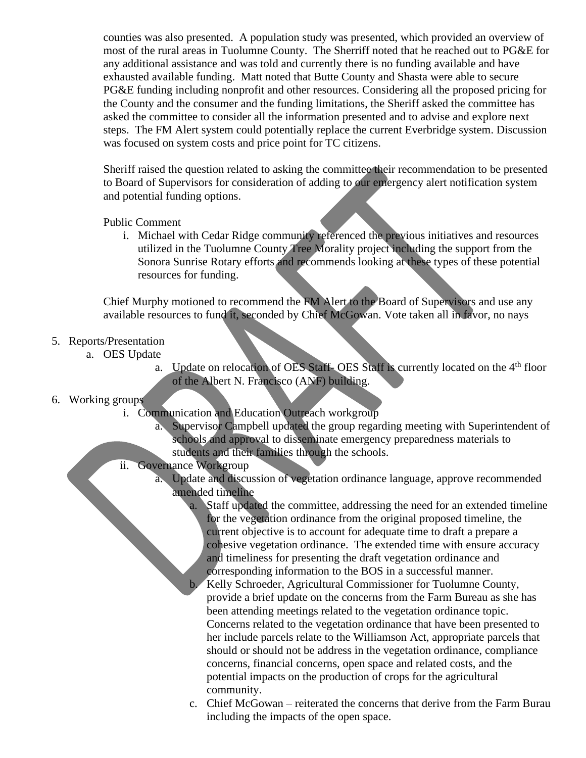counties was also presented. A population study was presented, which provided an overview of most of the rural areas in Tuolumne County. The Sherriff noted that he reached out to PG&E for any additional assistance and was told and currently there is no funding available and have exhausted available funding. Matt noted that Butte County and Shasta were able to secure PG&E funding including nonprofit and other resources. Considering all the proposed pricing for the County and the consumer and the funding limitations, the Sheriff asked the committee has asked the committee to consider all the information presented and to advise and explore next steps. The FM Alert system could potentially replace the current Everbridge system. Discussion was focused on system costs and price point for TC citizens.

Sheriff raised the question related to asking the committee their recommendation to be presented to Board of Supervisors for consideration of adding to our emergency alert notification system and potential funding options.

Public Comment

i. Michael with Cedar Ridge community referenced the previous initiatives and resources utilized in the Tuolumne County Tree Morality project including the support from the Sonora Sunrise Rotary efforts and recommends looking at these types of these potential resources for funding.

Chief Murphy motioned to recommend the FM Alert to the Board of Supervisors and use any available resources to fund it, seconded by Chief McGowan. Vote taken all in favor, no nays

5. Reports/Presentation
   a. OES Update
      a. Update on relocation of OES Staff- OES Staff is currently located on the 4th floor of the Albert N. Francisco (ANF) building.
6. Working groups
   i. Communication and Education Outreach workgroup
      a. Supervisor Campbell updated the group regarding meeting with Superintendent of schools and approval to disseminate emergency preparedness materials to students and their families through the schools.
   ii. Governance Workgroup
      a. Update and discussion of vegetation ordinance language, approve recommended amended timeline
         a. Staff updated the committee, addressing the need for an extended timeline for the vegetation ordinance from the original proposed timeline, the current objective is to account for adequate time to draft a prepare a cohesive vegetation ordinance. The extended time with ensure accuracy and timeliness for presenting the draft vegetation ordinance and corresponding information to the BOS in a successful manner.
         b. Kelly Schroeder, Agricultural Commissioner for Tuolumne County, provide a brief update on the concerns from the Farm Bureau as she has been attending meetings related to the vegetation ordinance topic. Concerns related to the vegetation ordinance that have been presented to her include parcels relate to the Williamson Act, appropriate parcels that should or should not be address in the vegetation ordinance, compliance concerns, financial concerns, open space and related costs, and the potential impacts on the production of crops for the agricultural community.
         c. Chief McGowan – reiterated the concerns that derive from the Farm Burau including the impacts of the open space.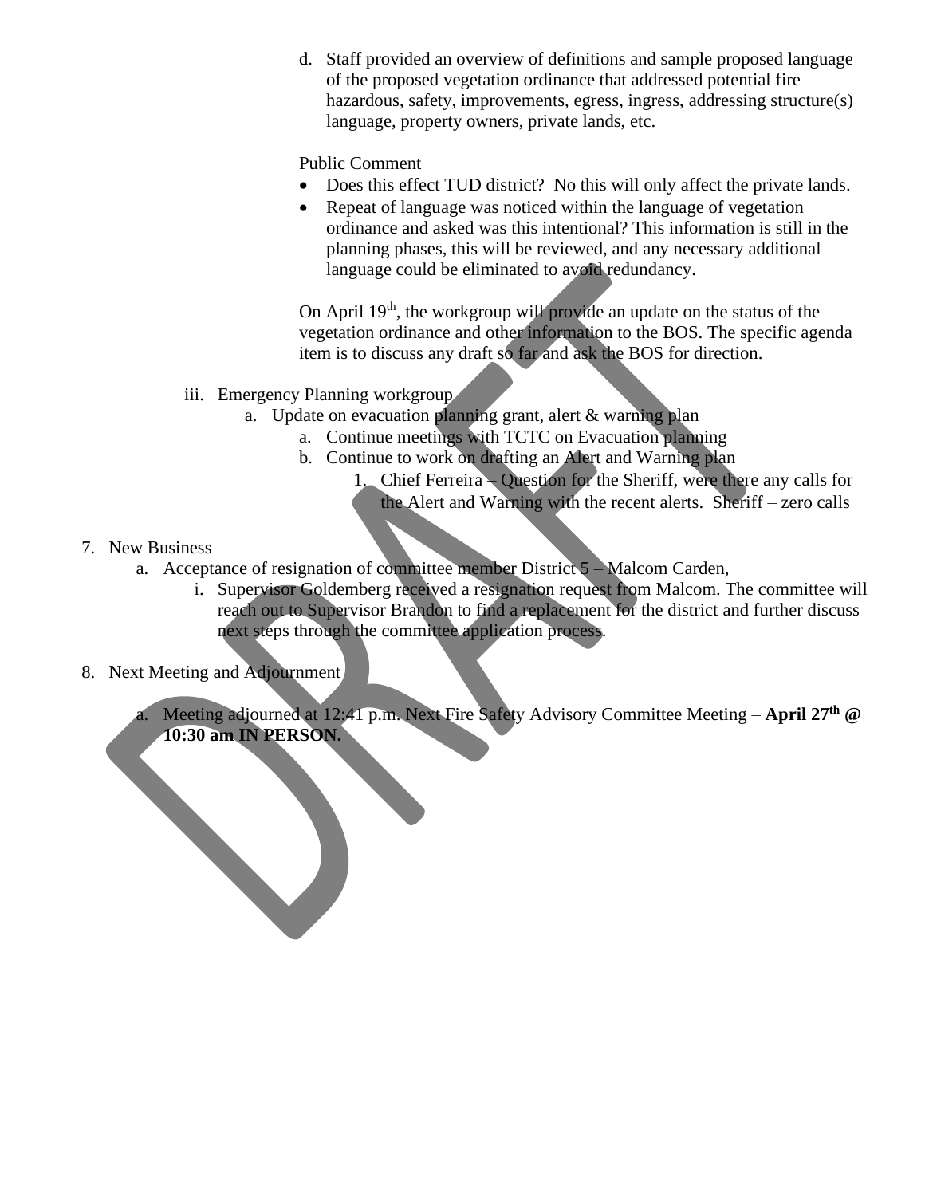d. Staff provided an overview of definitions and sample proposed language of the proposed vegetation ordinance that addressed potential fire hazardous, safety, improvements, egress, ingress, addressing structure(s) language, property owners, private lands, etc.

Public Comment

- Does this effect TUD district? No this will only affect the private lands.
- Repeat of language was noticed within the language of vegetation ordinance and asked was this intentional? This information is still in the planning phases, this will be reviewed, and any necessary additional language could be eliminated to avoid redundancy.

On April 19th, the workgroup will provide an update on the status of the vegetation ordinance and other information to the BOS. The specific agenda item is to discuss any draft so far and ask the BOS for direction.

iii. Emergency Planning workgroup
   a. Update on evacuation planning grant, alert & warning plan
      a. Continue meetings with TCTC on Evacuation planning
      b. Continue to work on drafting an Alert and Warning plan
         1. Chief Ferreira – Question for the Sheriff, were there any calls for the Alert and Warning with the recent alerts. Sheriff – zero calls

7. New Business
   a. Acceptance of resignation of committee member District 5 – Malcom Carden,
      i. Supervisor Goldemberg received a resignation request from Malcom. The committee will reach out to Supervisor Brandon to find a replacement for the district and further discuss next steps through the committee application process.

8. Next Meeting and Adjournment
   a. Meeting adjourned at 12:41 p.m. Next Fire Safety Advisory Committee Meeting – **April 27th @ 10:30 am IN PERSON.**